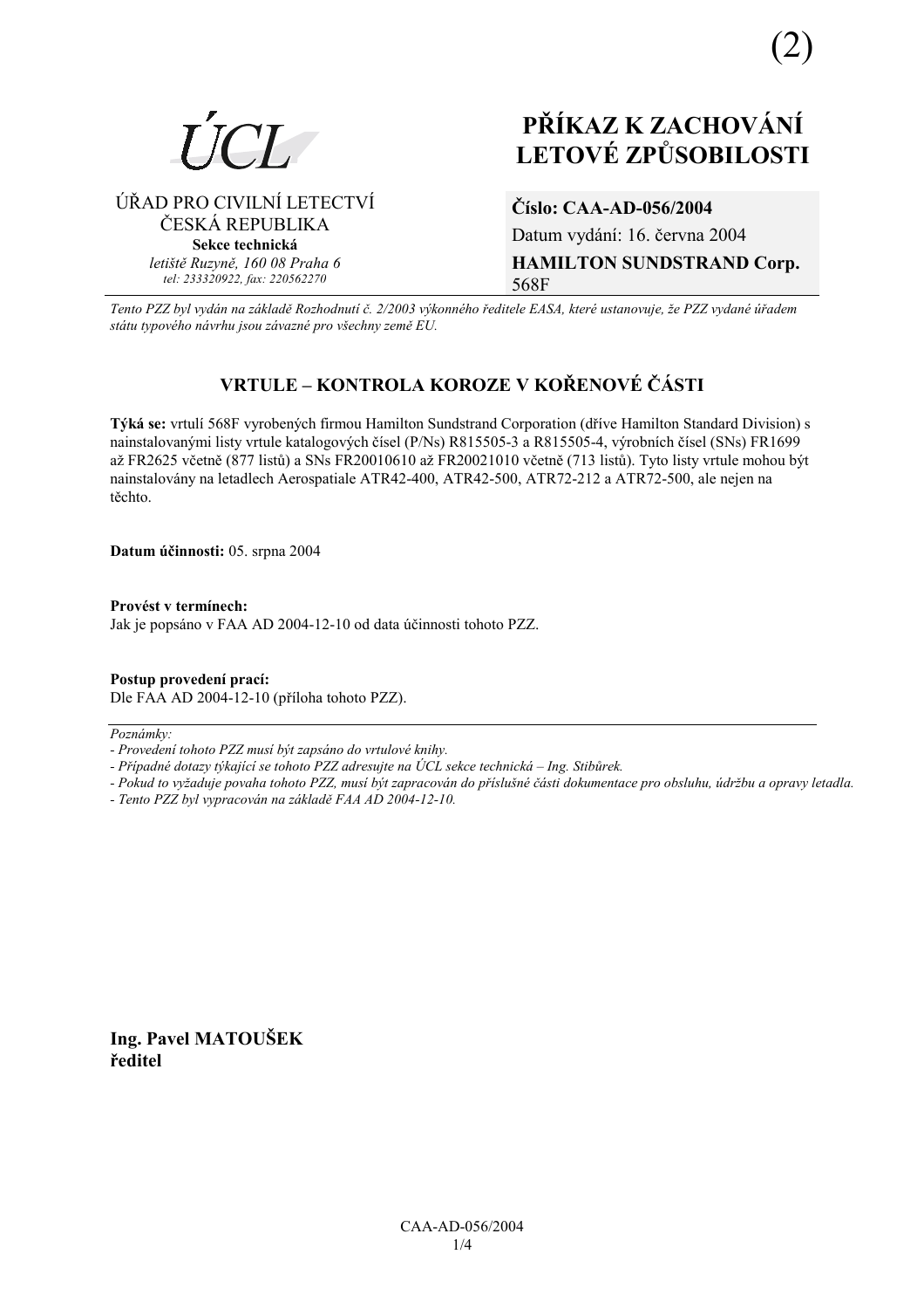(2)

ÚCL

ÚŘAD PRO CIVILNÍ LETECTVÍ
ČESKÁ REPUBLIKA
**Sekce technická**
*letiště Ruzyně, 160 08 Praha 6*
*tel: 233320922, fax: 220562270*

# PŘÍKAZ K ZACHOVÁNÍ LETOVÉ ZPŮSOBILOSTI

**Číslo: CAA-AD-056/2004**
Datum vydání: 16. června 2004
**HAMILTON SUNDSTRAND Corp.**
568F

*Tento PZZ byl vydán na základě Rozhodnutí č. 2/2003 výkonného ředitele EASA, které ustanovuje, že PZZ vydané úřadem státu typového návrhu jsou závazné pro všechny země EU.*

## VRTULE – KONTROLA KOROZE V KOŘENOVÉ ČÁSTI

**Týká se:** vrtulí 568F vyrobených firmou Hamilton Sundstrand Corporation (dříve Hamilton Standard Division) s nainstalovanými listy vrtule katalogových čísel (P/Ns) R815505-3 a R815505-4, výrobních čísel (SNs) FR1699 až FR2625 včetně (877 listů) a SNs FR20010610 až FR20021010 včetně (713 listů). Tyto listy vrtule mohou být nainstalovány na letadlech Aerospatiale ATR42-400, ATR42-500, ATR72-212 a ATR72-500, ale nejen na těchto.

**Datum účinnosti:** 05. srpna 2004

**Provést v termínech:**
Jak je popsáno v FAA AD 2004-12-10 od data účinnosti tohoto PZZ.

**Postup provedení prací:**
Dle FAA AD 2004-12-10 (příloha tohoto PZZ).

---

*Poznámky:*
*- Provedení tohoto PZZ musí být zapsáno do vrtulové knihy.*
*- Případné dotazy týkající se tohoto PZZ adresujte na ÚCL sekce technická – Ing. Stibůrek.*
*- Pokud to vyžaduje povaha tohoto PZZ, musí být zapracován do příslušné části dokumentace pro obsluhu, údržbu a opravy letadla.*
*- Tento PZZ byl vypracován na základě FAA AD 2004-12-10.*

**Ing. Pavel MATOUŠEK**
**ředitel**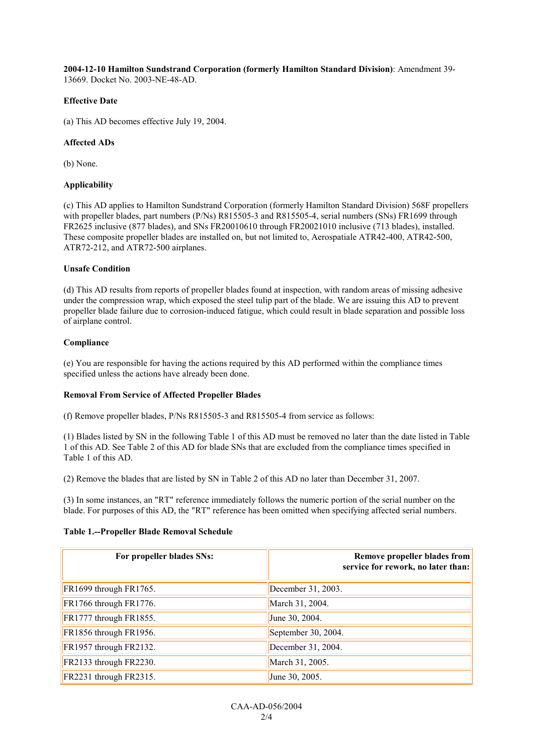**2004-12-10 Hamilton Sundstrand Corporation (formerly Hamilton Standard Division)**: Amendment 39-13669. Docket No. 2003-NE-48-AD.

**Effective Date**

(a) This AD becomes effective July 19, 2004.

**Affected ADs**

(b) None.

**Applicability**

(c) This AD applies to Hamilton Sundstrand Corporation (formerly Hamilton Standard Division) 568F propellers with propeller blades, part numbers (P/Ns) R815505-3 and R815505-4, serial numbers (SNs) FR1699 through FR2625 inclusive (877 blades), and SNs FR20010610 through FR20021010 inclusive (713 blades), installed. These composite propeller blades are installed on, but not limited to, Aerospatiale ATR42-400, ATR42-500, ATR72-212, and ATR72-500 airplanes.

**Unsafe Condition**

(d) This AD results from reports of propeller blades found at inspection, with random areas of missing adhesive under the compression wrap, which exposed the steel tulip part of the blade. We are issuing this AD to prevent propeller blade failure due to corrosion-induced fatigue, which could result in blade separation and possible loss of airplane control.

**Compliance**

(e) You are responsible for having the actions required by this AD performed within the compliance times specified unless the actions have already been done.

**Removal From Service of Affected Propeller Blades**

(f) Remove propeller blades, P/Ns R815505-3 and R815505-4 from service as follows:

(1) Blades listed by SN in the following Table 1 of this AD must be removed no later than the date listed in Table 1 of this AD. See Table 2 of this AD for blade SNs that are excluded from the compliance times specified in Table 1 of this AD.

(2) Remove the blades that are listed by SN in Table 2 of this AD no later than December 31, 2007.

(3) In some instances, an "RT" reference immediately follows the numeric portion of the serial number on the blade. For purposes of this AD, the "RT" reference has been omitted when specifying affected serial numbers.

**Table 1.--Propeller Blade Removal Schedule**

| For propeller blades SNs: | Remove propeller blades from service for rework, no later than: |
|---|---|
| FR1699 through FR1765. | December 31, 2003. |
| FR1766 through FR1776. | March 31, 2004. |
| FR1777 through FR1855. | June 30, 2004. |
| FR1856 through FR1956. | September 30, 2004. |
| FR1957 through FR2132. | December 31, 2004. |
| FR2133 through FR2230. | March 31, 2005. |
| FR2231 through FR2315. | June 30, 2005. |

CAA-AD-056/2004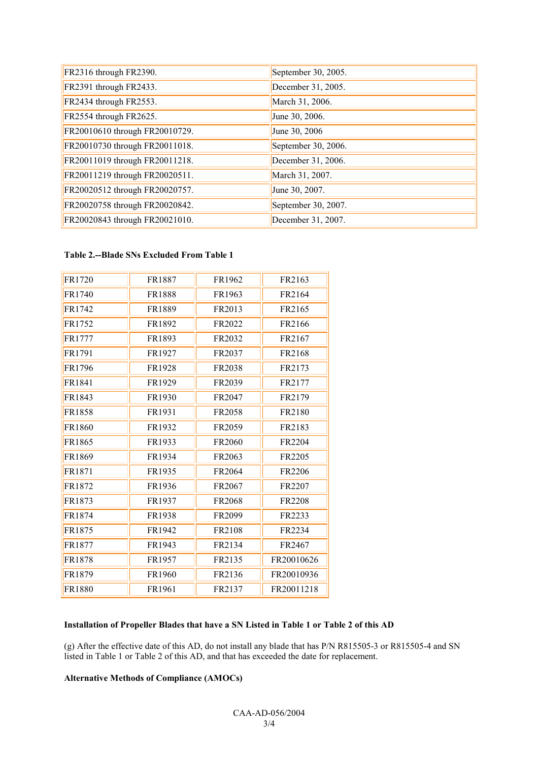| | |
|---|---|
| FR2316 through FR2390. | September 30, 2005. |
| FR2391 through FR2433. | December 31, 2005. |
| FR2434 through FR2553. | March 31, 2006. |
| FR2554 through FR2625. | June 30, 2006. |
| FR20010610 through FR20010729. | June 30, 2006 |
| FR20010730 through FR20011018. | September 30, 2006. |
| FR20011019 through FR20011218. | December 31, 2006. |
| FR20011219 through FR20020511. | March 31, 2007. |
| FR20020512 through FR20020757. | June 30, 2007. |
| FR20020758 through FR20020842. | September 30, 2007. |
| FR20020843 through FR20021010. | December 31, 2007. |

**Table 2.--Blade SNs Excluded From Table 1**

| | | | |
|---|---|---|---|
| FR1720 | FR1887 | FR1962 | FR2163 |
| FR1740 | FR1888 | FR1963 | FR2164 |
| FR1742 | FR1889 | FR2013 | FR2165 |
| FR1752 | FR1892 | FR2022 | FR2166 |
| FR1777 | FR1893 | FR2032 | FR2167 |
| FR1791 | FR1927 | FR2037 | FR2168 |
| FR1796 | FR1928 | FR2038 | FR2173 |
| FR1841 | FR1929 | FR2039 | FR2177 |
| FR1843 | FR1930 | FR2047 | FR2179 |
| FR1858 | FR1931 | FR2058 | FR2180 |
| FR1860 | FR1932 | FR2059 | FR2183 |
| FR1865 | FR1933 | FR2060 | FR2204 |
| FR1869 | FR1934 | FR2063 | FR2205 |
| FR1871 | FR1935 | FR2064 | FR2206 |
| FR1872 | FR1936 | FR2067 | FR2207 |
| FR1873 | FR1937 | FR2068 | FR2208 |
| FR1874 | FR1938 | FR2099 | FR2233 |
| FR1875 | FR1942 | FR2108 | FR2234 |
| FR1877 | FR1943 | FR2134 | FR2467 |
| FR1878 | FR1957 | FR2135 | FR20010626 |
| FR1879 | FR1960 | FR2136 | FR20010936 |
| FR1880 | FR1961 | FR2137 | FR20011218 |

**Installation of Propeller Blades that have a SN Listed in Table 1 or Table 2 of this AD**

(g) After the effective date of this AD, do not install any blade that has P/N R815505-3 or R815505-4 and SN listed in Table 1 or Table 2 of this AD, and that has exceeded the date for replacement.

**Alternative Methods of Compliance (AMOCs)**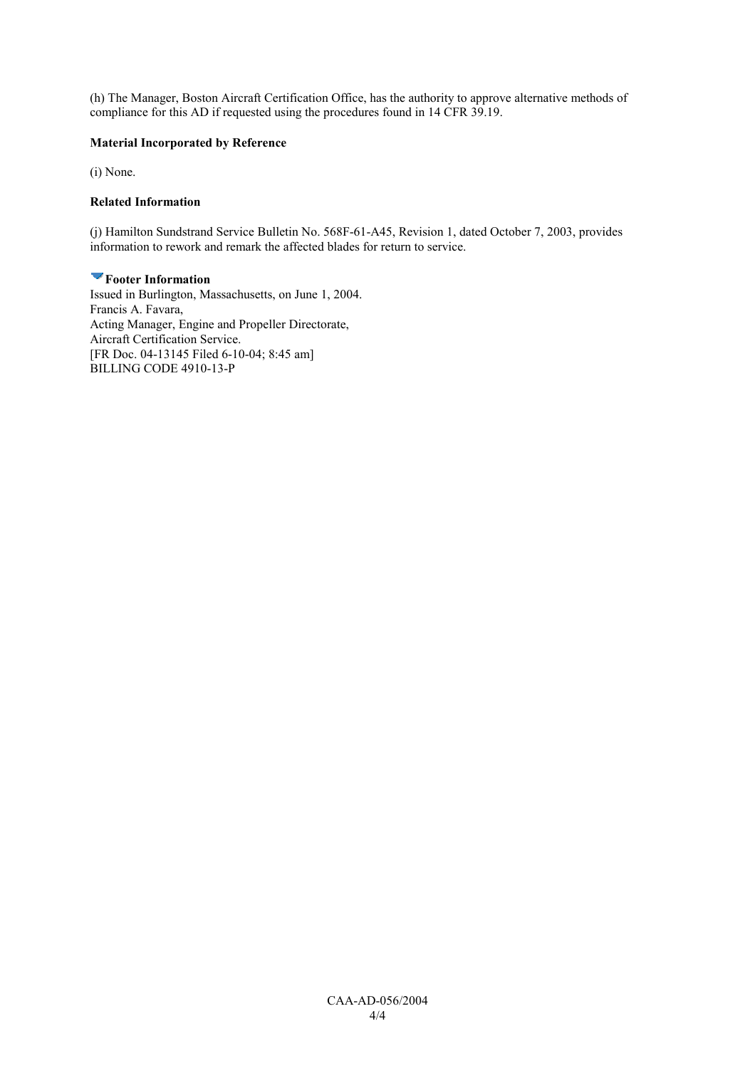(h) The Manager, Boston Aircraft Certification Office, has the authority to approve alternative methods of compliance for this AD if requested using the procedures found in 14 CFR 39.19.

**Material Incorporated by Reference**

(i) None.

**Related Information**

(j) Hamilton Sundstrand Service Bulletin No. 568F-61-A45, Revision 1, dated October 7, 2003, provides information to rework and remark the affected blades for return to service.

**Footer Information**

Issued in Burlington, Massachusetts, on June 1, 2004.
Francis A. Favara,
Acting Manager, Engine and Propeller Directorate,
Aircraft Certification Service.
[FR Doc. 04-13145 Filed 6-10-04; 8:45 am]
BILLING CODE 4910-13-P